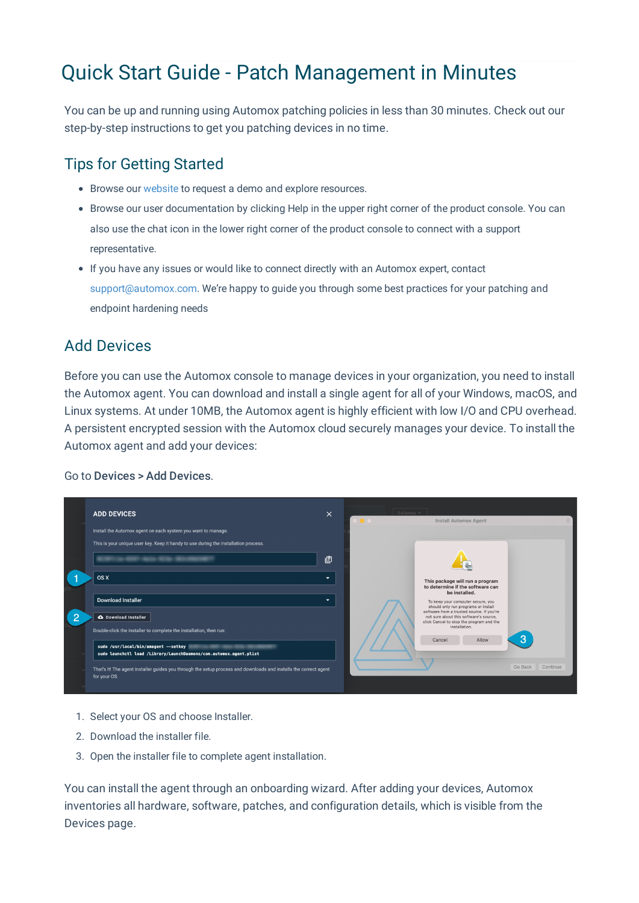# Quick Start Guide - Patch Management in Minutes

You can be up and running using Automox patching policies in less than 30 minutes. Check out our step-by-step instructions to get you patching devices in no time.

## Tips for Getting Started

- Browse our website to request a demo and explore resources.
- Browse our user documentation by clicking Help in the upper right corner of the product console. You can also use the chat icon in the lower right corner of the product console to connect with a support representative.
- If you have any issues or would like to connect directly with an Automox expert, contact support@automox.com. We're happy to guide you through some best practices for your patching and endpoint hardening needs

## Add Devices

Before you can use the Automox console to manage devices in your organization, you need to install the Automox agent. You can download and install a single agent for all of your Windows, macOS, and Linux systems. At under 10MB, the Automox agent is highly efficient with low I/O and CPU overhead. A persistent encrypted session with the Automox cloud securely manages your device. To install the Automox agent and add your devices:

Go to **Devices > Add Devices**.

1. Select your OS and choose Installer.
2. Download the installer file.
3. Open the installer file to complete agent installation.

You can install the agent through an onboarding wizard. After adding your devices, Automox inventories all hardware, software, patches, and configuration details, which is visible from the Devices page.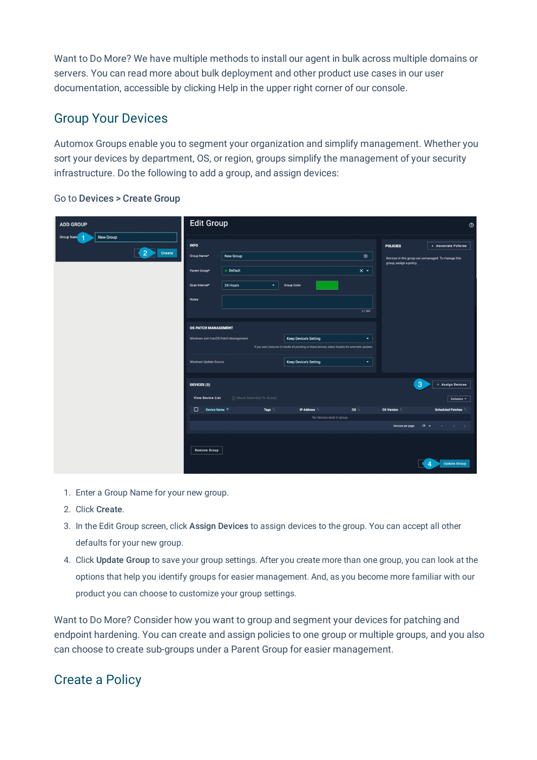Want to Do More? We have multiple methods to install our agent in bulk across multiple domains or servers. You can read more about bulk deployment and other product use cases in our user documentation, accessible by clicking Help in the upper right corner of our console.

## Group Your Devices

Automox Groups enable you to segment your organization and simplify management. Whether you sort your devices by department, OS, or region, groups simplify the management of your security infrastructure. Do the following to add a group, and assign devices:

Go to **Devices > Create Group**

1. Enter a Group Name for your new group.
2. Click **Create**.
3. In the Edit Group screen, click **Assign Devices** to assign devices to the group. You can accept all other defaults for your new group.
4. Click **Update Group** to save your group settings. After you create more than one group, you can look at the options that help you identify groups for easier management. And, as you become more familiar with our product you can choose to customize your group settings.

Want to Do More? Consider how you want to group and segment your devices for patching and endpoint hardening. You can create and assign policies to one group or multiple groups, and you also can choose to create sub-groups under a Parent Group for easier management.

## Create a Policy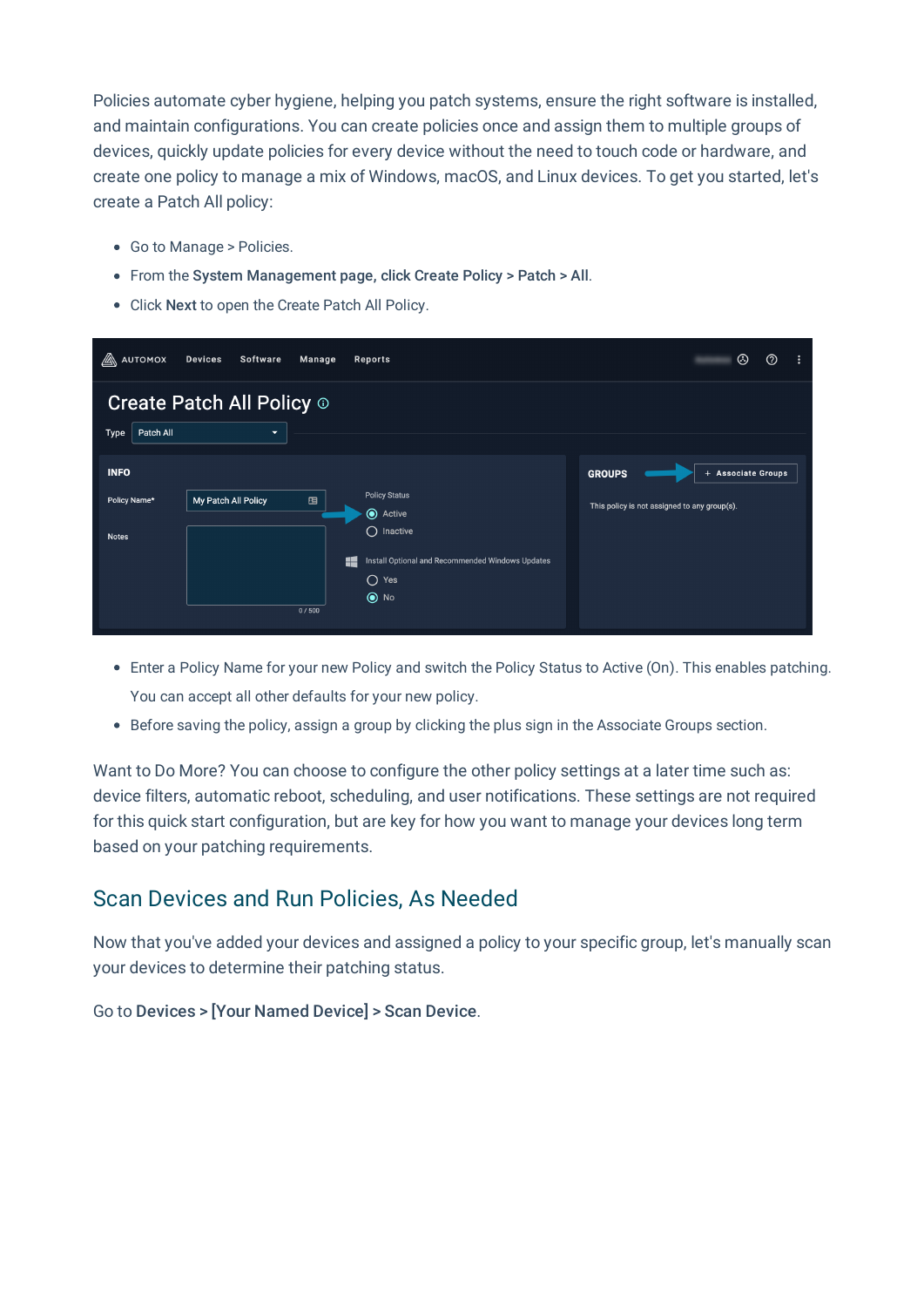Policies automate cyber hygiene, helping you patch systems, ensure the right software is installed, and maintain configurations. You can create policies once and assign them to multiple groups of devices, quickly update policies for every device without the need to touch code or hardware, and create one policy to manage a mix of Windows, macOS, and Linux devices. To get you started, let's create a Patch All policy:

- Go to Manage > Policies.
- From the **System Management page, click Create Policy > Patch > All**.
- Click **Next** to open the Create Patch All Policy.

- Enter a Policy Name for your new Policy and switch the Policy Status to Active (On). This enables patching. You can accept all other defaults for your new policy.
- Before saving the policy, assign a group by clicking the plus sign in the Associate Groups section.

Want to Do More? You can choose to configure the other policy settings at a later time such as: device filters, automatic reboot, scheduling, and user notifications. These settings are not required for this quick start configuration, but are key for how you want to manage your devices long term based on your patching requirements.

## Scan Devices and Run Policies, As Needed

Now that you've added your devices and assigned a policy to your specific group, let's manually scan your devices to determine their patching status.

Go to **Devices > [Your Named Device] > Scan Device**.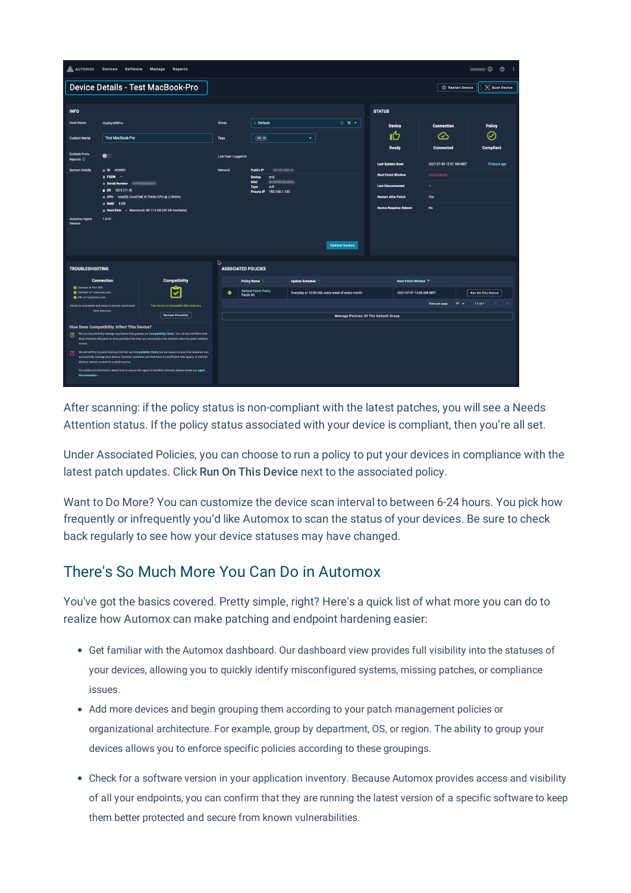After scanning: if the policy status is non-compliant with the latest patches, you will see a Needs Attention status. If the policy status associated with your device is compliant, then you're all set.

Under Associated Policies, you can choose to run a policy to put your devices in compliance with the latest patch updates. Click **Run On This Device** next to the associated policy.

Want to Do More? You can customize the device scan interval to between 6-24 hours. You pick how frequently or infrequently you'd like Automox to scan the status of your devices. Be sure to check back regularly to see how your device statuses may have changed.

## There's So Much More You Can Do in Automox

You've got the basics covered. Pretty simple, right? Here's a quick list of what more you can do to realize how Automox can make patching and endpoint hardening easier:

- Get familiar with the Automox dashboard. Our dashboard view provides full visibility into the statuses of your devices, allowing you to quickly identify misconfigured systems, missing patches, or compliance issues.
- Add more devices and begin grouping them according to your patch management policies or organizational architecture. For example, group by department, OS, or region. The ability to group your devices allows you to enforce specific policies according to these groupings.
- Check for a software version in your application inventory. Because Automox provides access and visibility of all your endpoints, you can confirm that they are running the latest version of a specific software to keep them better protected and secure from known vulnerabilities.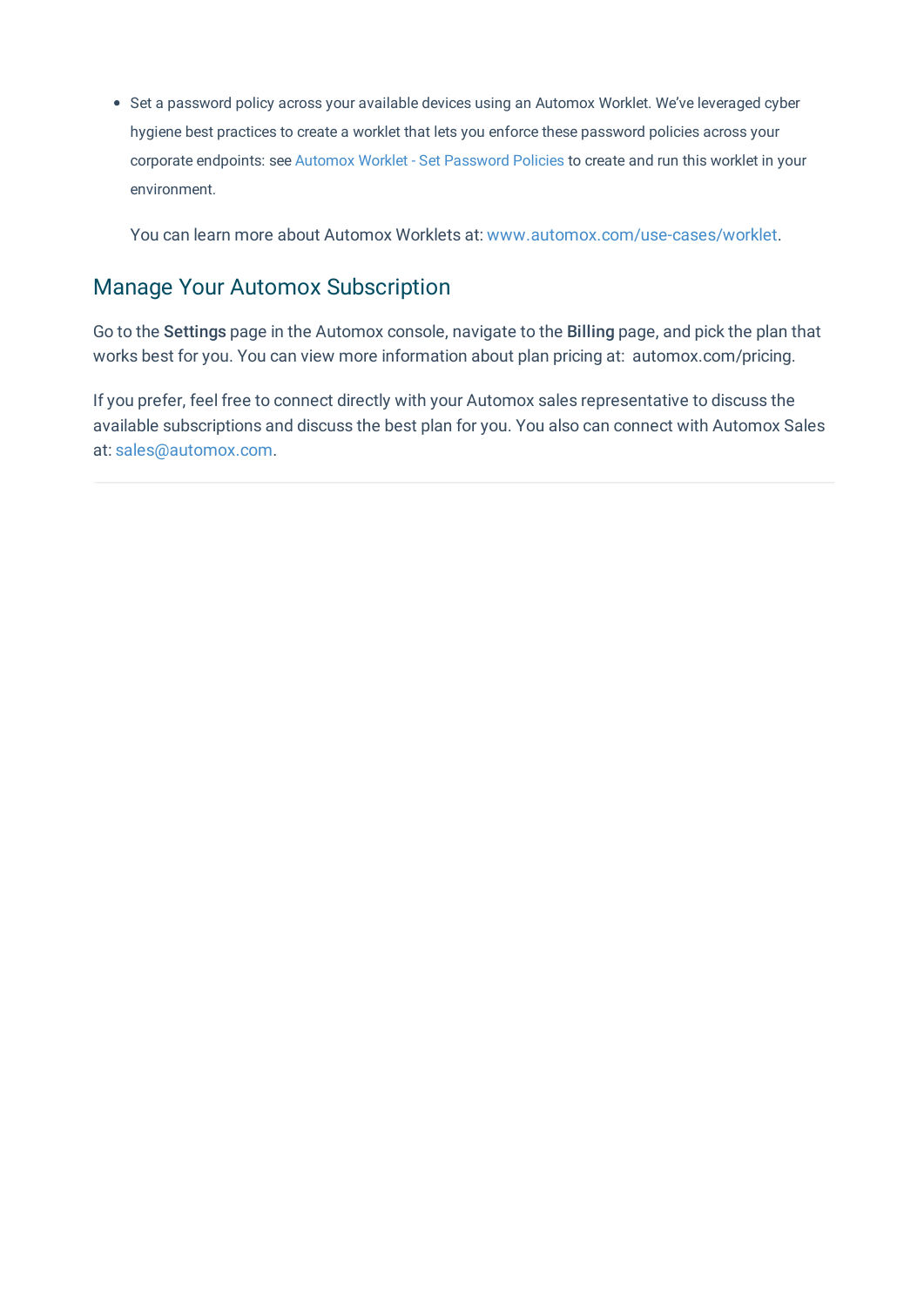- Set a password policy across your available devices using an Automox Worklet. We've leveraged cyber hygiene best practices to create a worklet that lets you enforce these password policies across your corporate endpoints: see Automox Worklet - Set Password Policies to create and run this worklet in your environment.

  You can learn more about Automox Worklets at: www.automox.com/use-cases/worklet.

## Manage Your Automox Subscription

Go to the **Settings** page in the Automox console, navigate to the **Billing** page, and pick the plan that works best for you. You can view more information about plan pricing at: automox.com/pricing.

If you prefer, feel free to connect directly with your Automox sales representative to discuss the available subscriptions and discuss the best plan for you. You also can connect with Automox Sales at: sales@automox.com.